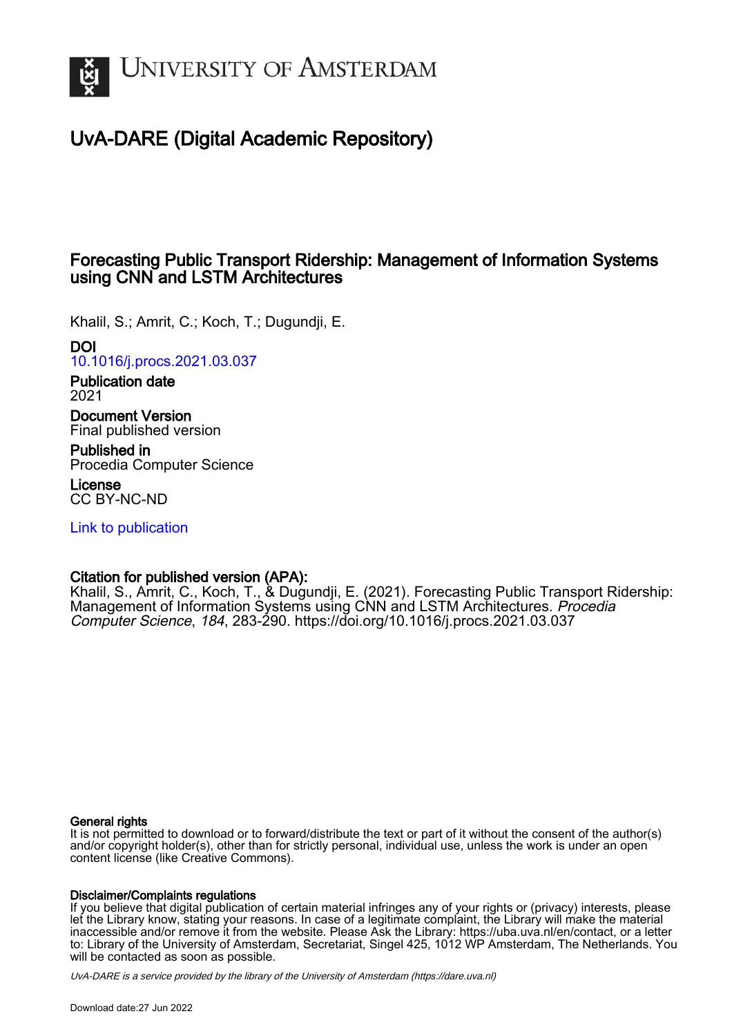# UvA-DARE (Digital Academic Repository)

## Forecasting Public Transport Ridership: Management of Information Systems using CNN and LSTM Architectures

Khalil, S.; Amrit, C.; Koch, T.; Dugundji, E.

**DOI**
10.1016/j.procs.2021.03.037

**Publication date**
2021

**Document Version**
Final published version

**Published in**
Procedia Computer Science

**License**
CC BY-NC-ND

Link to publication

**Citation for published version (APA):**
Khalil, S., Amrit, C., Koch, T., & Dugundji, E. (2021). Forecasting Public Transport Ridership: Management of Information Systems using CNN and LSTM Architectures. *Procedia Computer Science*, *184*, 283-290. https://doi.org/10.1016/j.procs.2021.03.037

**General rights**
It is not permitted to download or to forward/distribute the text or part of it without the consent of the author(s) and/or copyright holder(s), other than for strictly personal, individual use, unless the work is under an open content license (like Creative Commons).

**Disclaimer/Complaints regulations**
If you believe that digital publication of certain material infringes any of your rights or (privacy) interests, please let the Library know, stating your reasons. In case of a legitimate complaint, the Library will make the material inaccessible and/or remove it from the website. Please Ask the Library: https://uba.uva.nl/en/contact, or a letter to: Library of the University of Amsterdam, Secretariat, Singel 425, 1012 WP Amsterdam, The Netherlands. You will be contacted as soon as possible.

*UvA-DARE is a service provided by the library of the University of Amsterdam (https://dare.uva.nl)*

Download date:27 Jun 2022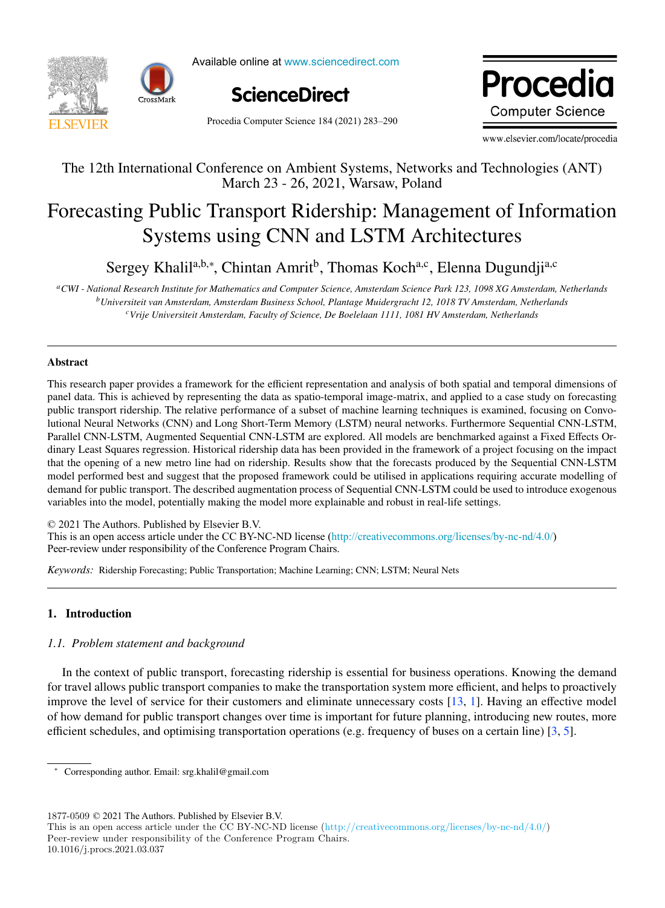# Forecasting Public Transport Ridership: Management of Information Systems using CNN and LSTM Architectures

Sergey Khalil[a,b,*], Chintan Amrit[b], Thomas Koch[a,c], Elenna Dugundji[a,c]

[a] *CWI - National Research Institute for Mathematics and Computer Science, Amsterdam Science Park 123, 1098 XG Amsterdam, Netherlands*
[b] *Universiteit van Amsterdam, Amsterdam Business School, Plantage Muidergracht 12, 1018 TV Amsterdam, Netherlands*
[c] *Vrije Universiteit Amsterdam, Faculty of Science, De Boelelaan 1111, 1081 HV Amsterdam, Netherlands*

The 12th International Conference on Ambient Systems, Networks and Technologies (ANT)
March 23 - 26, 2021, Warsaw, Poland

## Abstract

This research paper provides a framework for the efficient representation and analysis of both spatial and temporal dimensions of panel data. This is achieved by representing the data as spatio-temporal image-matrix, and applied to a case study on forecasting public transport ridership. The relative performance of a subset of machine learning techniques is examined, focusing on Convolutional Neural Networks (CNN) and Long Short-Term Memory (LSTM) neural networks. Furthermore Sequential CNN-LSTM, Parallel CNN-LSTM, Augmented Sequential CNN-LSTM are explored. All models are benchmarked against a Fixed Effects Ordinary Least Squares regression. Historical ridership data has been provided in the framework of a project focusing on the impact that the opening of a new metro line had on ridership. Results show that the forecasts produced by the Sequential CNN-LSTM model performed best and suggest that the proposed framework could be utilised in applications requiring accurate modelling of demand for public transport. The described augmentation process of Sequential CNN-LSTM could be used to introduce exogenous variables into the model, potentially making the model more explainable and robust in real-life settings.

© 2021 The Authors. Published by Elsevier B.V.
This is an open access article under the CC BY-NC-ND license (http://creativecommons.org/licenses/by-nc-nd/4.0/)
Peer-review under responsibility of the Conference Program Chairs.

*Keywords:* Ridership Forecasting; Public Transportation; Machine Learning; CNN; LSTM; Neural Nets

## 1. Introduction

### 1.1. Problem statement and background

In the context of public transport, forecasting ridership is essential for business operations. Knowing the demand for travel allows public transport companies to make the transportation system more efficient, and helps to proactively improve the level of service for their customers and eliminate unnecessary costs [13, 1]. Having an effective model of how demand for public transport changes over time is important for future planning, introducing new routes, more efficient schedules, and optimising transportation operations (e.g. frequency of buses on a certain line) [3, 5].

* Corresponding author. Email: srg.khalil@gmail.com

1877-0509 © 2021 The Authors. Published by Elsevier B.V.
This is an open access article under the CC BY-NC-ND license (http://creativecommons.org/licenses/by-nc-nd/4.0/)
Peer-review under responsibility of the Conference Program Chairs.
10.1016/j.procs.2021.03.037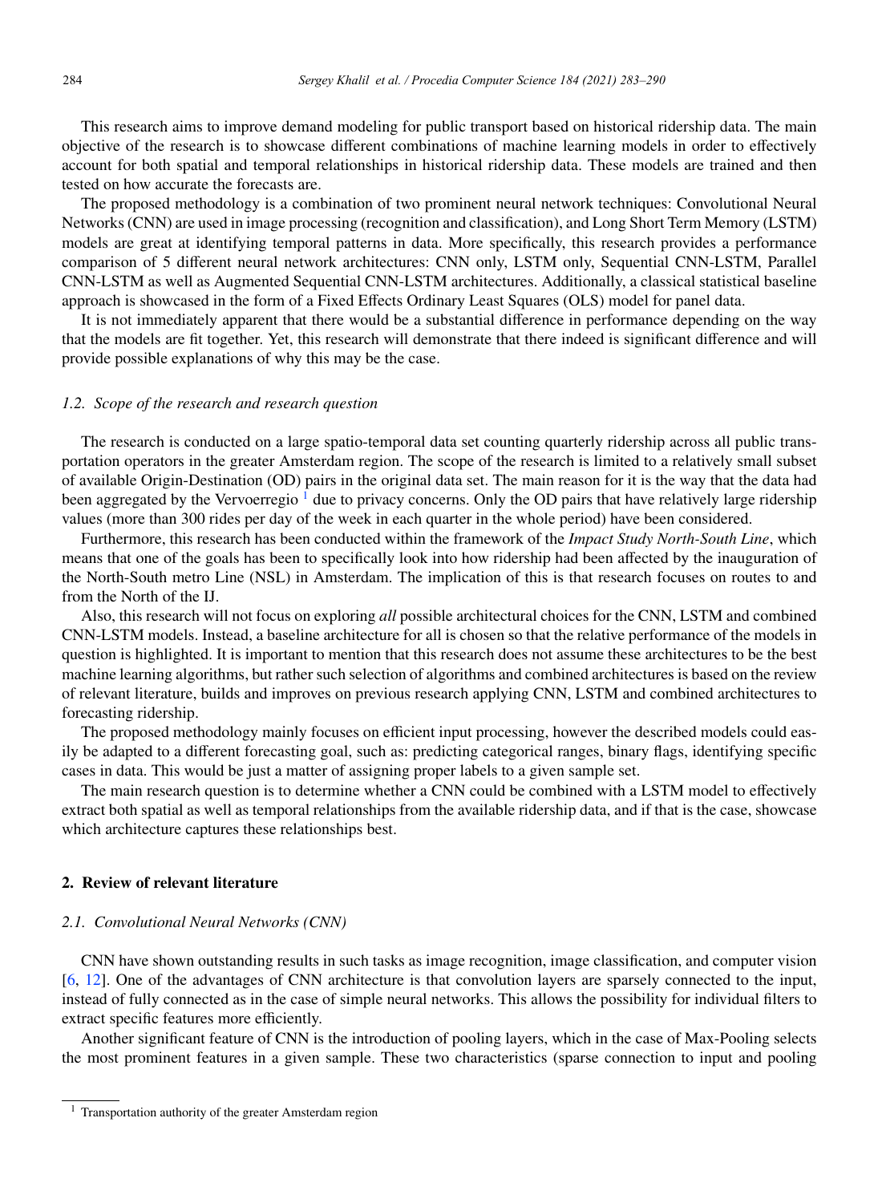This research aims to improve demand modeling for public transport based on historical ridership data. The main objective of the research is to showcase different combinations of machine learning models in order to effectively account for both spatial and temporal relationships in historical ridership data. These models are trained and then tested on how accurate the forecasts are.

The proposed methodology is a combination of two prominent neural network techniques: Convolutional Neural Networks (CNN) are used in image processing (recognition and classification), and Long Short Term Memory (LSTM) models are great at identifying temporal patterns in data. More specifically, this research provides a performance comparison of 5 different neural network architectures: CNN only, LSTM only, Sequential CNN-LSTM, Parallel CNN-LSTM as well as Augmented Sequential CNN-LSTM architectures. Additionally, a classical statistical baseline approach is showcased in the form of a Fixed Effects Ordinary Least Squares (OLS) model for panel data.

It is not immediately apparent that there would be a substantial difference in performance depending on the way that the models are fit together. Yet, this research will demonstrate that there indeed is significant difference and will provide possible explanations of why this may be the case.

### *1.2. Scope of the research and research question*

The research is conducted on a large spatio-temporal data set counting quarterly ridership across all public transportation operators in the greater Amsterdam region. The scope of the research is limited to a relatively small subset of available Origin-Destination (OD) pairs in the original data set. The main reason for it is the way that the data had been aggregated by the Vervoerregio [1] due to privacy concerns. Only the OD pairs that have relatively large ridership values (more than 300 rides per day of the week in each quarter in the whole period) have been considered.

Furthermore, this research has been conducted within the framework of the *Impact Study North-South Line*, which means that one of the goals has been to specifically look into how ridership had been affected by the inauguration of the North-South metro Line (NSL) in Amsterdam. The implication of this is that research focuses on routes to and from the North of the IJ.

Also, this research will not focus on exploring *all* possible architectural choices for the CNN, LSTM and combined CNN-LSTM models. Instead, a baseline architecture for all is chosen so that the relative performance of the models in question is highlighted. It is important to mention that this research does not assume these architectures to be the best machine learning algorithms, but rather such selection of algorithms and combined architectures is based on the review of relevant literature, builds and improves on previous research applying CNN, LSTM and combined architectures to forecasting ridership.

The proposed methodology mainly focuses on efficient input processing, however the described models could easily be adapted to a different forecasting goal, such as: predicting categorical ranges, binary flags, identifying specific cases in data. This would be just a matter of assigning proper labels to a given sample set.

The main research question is to determine whether a CNN could be combined with a LSTM model to effectively extract both spatial as well as temporal relationships from the available ridership data, and if that is the case, showcase which architecture captures these relationships best.

## 2. Review of relevant literature

### *2.1. Convolutional Neural Networks (CNN)*

CNN have shown outstanding results in such tasks as image recognition, image classification, and computer vision [6, 12]. One of the advantages of CNN architecture is that convolution layers are sparsely connected to the input, instead of fully connected as in the case of simple neural networks. This allows the possibility for individual filters to extract specific features more efficiently.

Another significant feature of CNN is the introduction of pooling layers, which in the case of Max-Pooling selects the most prominent features in a given sample. These two characteristics (sparse connection to input and pooling

[1] Transportation authority of the greater Amsterdam region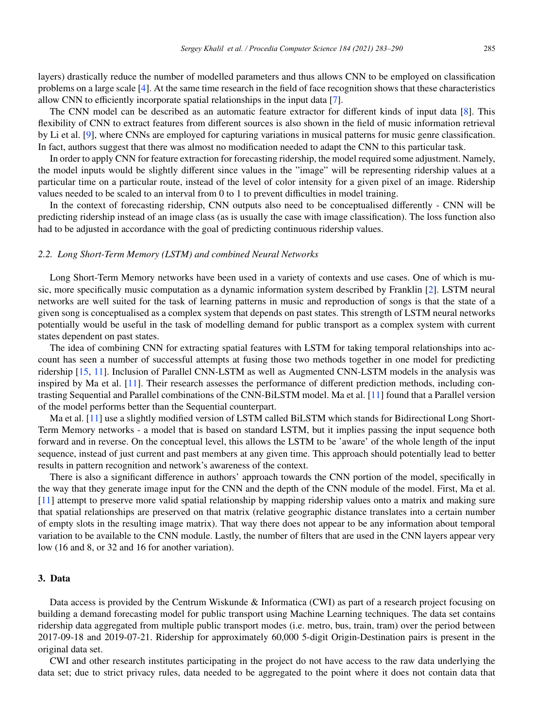layers) drastically reduce the number of modelled parameters and thus allows CNN to be employed on classification problems on a large scale [4]. At the same time research in the field of face recognition shows that these characteristics allow CNN to efficiently incorporate spatial relationships in the input data [7].

The CNN model can be described as an automatic feature extractor for different kinds of input data [8]. This flexibility of CNN to extract features from different sources is also shown in the field of music information retrieval by Li et al. [9], where CNNs are employed for capturing variations in musical patterns for music genre classification. In fact, authors suggest that there was almost no modification needed to adapt the CNN to this particular task.

In order to apply CNN for feature extraction for forecasting ridership, the model required some adjustment. Namely, the model inputs would be slightly different since values in the "image" will be representing ridership values at a particular time on a particular route, instead of the level of color intensity for a given pixel of an image. Ridership values needed to be scaled to an interval from 0 to 1 to prevent difficulties in model training.

In the context of forecasting ridership, CNN outputs also need to be conceptualised differently - CNN will be predicting ridership instead of an image class (as is usually the case with image classification). The loss function also had to be adjusted in accordance with the goal of predicting continuous ridership values.

### *2.2. Long Short-Term Memory (LSTM) and combined Neural Networks*

Long Short-Term Memory networks have been used in a variety of contexts and use cases. One of which is music, more specifically music computation as a dynamic information system described by Franklin [2]. LSTM neural networks are well suited for the task of learning patterns in music and reproduction of songs is that the state of a given song is conceptualised as a complex system that depends on past states. This strength of LSTM neural networks potentially would be useful in the task of modelling demand for public transport as a complex system with current states dependent on past states.

The idea of combining CNN for extracting spatial features with LSTM for taking temporal relationships into account has seen a number of successful attempts at fusing those two methods together in one model for predicting ridership [15, 11]. Inclusion of Parallel CNN-LSTM as well as Augmented CNN-LSTM models in the analysis was inspired by Ma et al. [11]. Their research assesses the performance of different prediction methods, including contrasting Sequential and Parallel combinations of the CNN-BiLSTM model. Ma et al. [11] found that a Parallel version of the model performs better than the Sequential counterpart.

Ma et al. [11] use a slightly modified version of LSTM called BiLSTM which stands for Bidirectional Long Short-Term Memory networks - a model that is based on standard LSTM, but it implies passing the input sequence both forward and in reverse. On the conceptual level, this allows the LSTM to be 'aware' of the whole length of the input sequence, instead of just current and past members at any given time. This approach should potentially lead to better results in pattern recognition and network's awareness of the context.

There is also a significant difference in authors' approach towards the CNN portion of the model, specifically in the way that they generate image input for the CNN and the depth of the CNN module of the model. First, Ma et al. [11] attempt to preserve more valid spatial relationship by mapping ridership values onto a matrix and making sure that spatial relationships are preserved on that matrix (relative geographic distance translates into a certain number of empty slots in the resulting image matrix). That way there does not appear to be any information about temporal variation to be available to the CNN module. Lastly, the number of filters that are used in the CNN layers appear very low (16 and 8, or 32 and 16 for another variation).

## 3. Data

Data access is provided by the Centrum Wiskunde & Informatica (CWI) as part of a research project focusing on building a demand forecasting model for public transport using Machine Learning techniques. The data set contains ridership data aggregated from multiple public transport modes (i.e. metro, bus, train, tram) over the period between 2017-09-18 and 2019-07-21. Ridership for approximately 60,000 5-digit Origin-Destination pairs is present in the original data set.

CWI and other research institutes participating in the project do not have access to the raw data underlying the data set; due to strict privacy rules, data needed to be aggregated to the point where it does not contain data that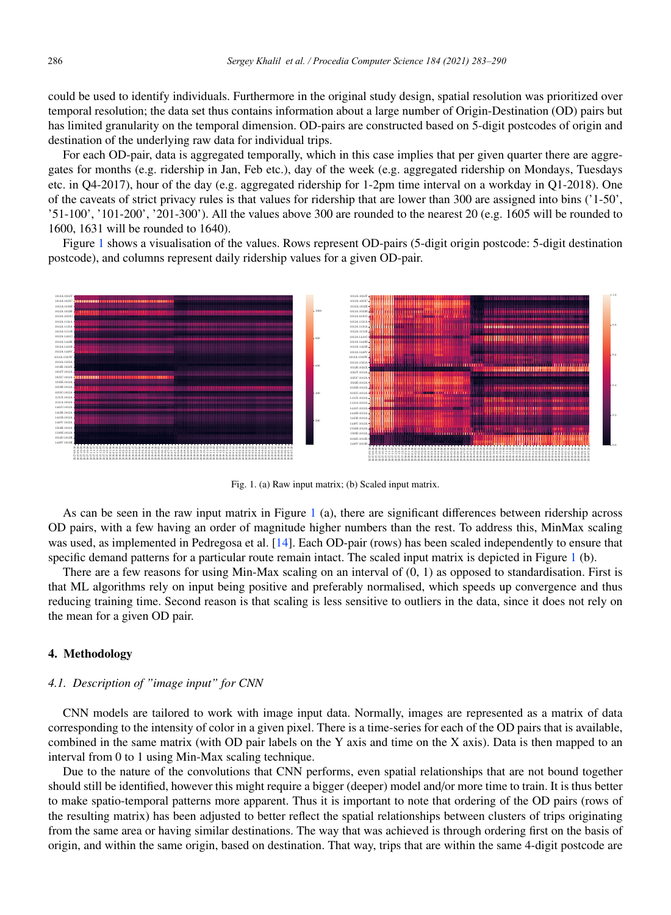could be used to identify individuals. Furthermore in the original study design, spatial resolution was prioritized over temporal resolution; the data set thus contains information about a large number of Origin-Destination (OD) pairs but has limited granularity on the temporal dimension. OD-pairs are constructed based on 5-digit postcodes of origin and destination of the underlying raw data for individual trips.

For each OD-pair, data is aggregated temporally, which in this case implies that per given quarter there are aggregates for months (e.g. ridership in Jan, Feb etc.), day of the week (e.g. aggregated ridership on Mondays, Tuesdays etc. in Q4-2017), hour of the day (e.g. aggregated ridership for 1-2pm time interval on a workday in Q1-2018). One of the caveats of strict privacy rules is that values for ridership that are lower than 300 are assigned into bins ('1-50', '51-100', '101-200', '201-300'). All the values above 300 are rounded to the nearest 20 (e.g. 1605 will be rounded to 1600, 1631 will be rounded to 1640).

Figure 1 shows a visualisation of the values. Rows represent OD-pairs (5-digit origin postcode: 5-digit destination postcode), and columns represent daily ridership values for a given OD-pair.

Fig. 1. (a) Raw input matrix; (b) Scaled input matrix.

As can be seen in the raw input matrix in Figure 1 (a), there are significant differences between ridership across OD pairs, with a few having an order of magnitude higher numbers than the rest. To address this, MinMax scaling was used, as implemented in Pedregosa et al. [14]. Each OD-pair (rows) has been scaled independently to ensure that specific demand patterns for a particular route remain intact. The scaled input matrix is depicted in Figure 1 (b).

There are a few reasons for using Min-Max scaling on an interval of (0, 1) as opposed to standardisation. First is that ML algorithms rely on input being positive and preferably normalised, which speeds up convergence and thus reducing training time. Second reason is that scaling is less sensitive to outliers in the data, since it does not rely on the mean for a given OD pair.

## 4. Methodology

### *4.1. Description of "image input" for CNN*

CNN models are tailored to work with image input data. Normally, images are represented as a matrix of data corresponding to the intensity of color in a given pixel. There is a time-series for each of the OD pairs that is available, combined in the same matrix (with OD pair labels on the Y axis and time on the X axis). Data is then mapped to an interval from 0 to 1 using Min-Max scaling technique.

Due to the nature of the convolutions that CNN performs, even spatial relationships that are not bound together should still be identified, however this might require a bigger (deeper) model and/or more time to train. It is thus better to make spatio-temporal patterns more apparent. Thus it is important to note that ordering of the OD pairs (rows of the resulting matrix) has been adjusted to better reflect the spatial relationships between clusters of trips originating from the same area or having similar destinations. The way that was achieved is through ordering first on the basis of origin, and within the same origin, based on destination. That way, trips that are within the same 4-digit postcode are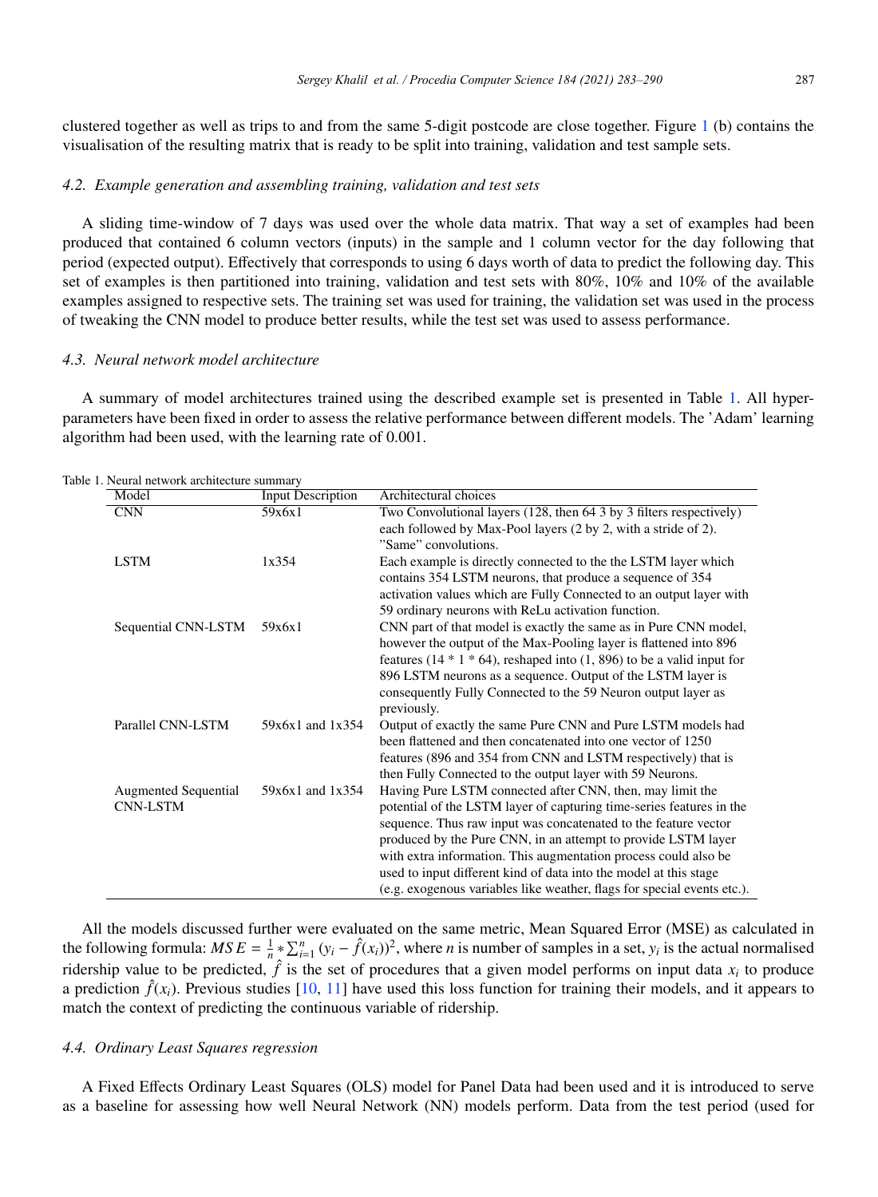clustered together as well as trips to and from the same 5-digit postcode are close together. Figure 1 (b) contains the visualisation of the resulting matrix that is ready to be split into training, validation and test sample sets.

### *4.2. Example generation and assembling training, validation and test sets*

A sliding time-window of 7 days was used over the whole data matrix. That way a set of examples had been produced that contained 6 column vectors (inputs) in the sample and 1 column vector for the day following that period (expected output). Effectively that corresponds to using 6 days worth of data to predict the following day. This set of examples is then partitioned into training, validation and test sets with 80%, 10% and 10% of the available examples assigned to respective sets. The training set was used for training, the validation set was used in the process of tweaking the CNN model to produce better results, while the test set was used to assess performance.

### *4.3. Neural network model architecture*

A summary of model architectures trained using the described example set is presented in Table 1. All hyper-parameters have been fixed in order to assess the relative performance between different models. The 'Adam' learning algorithm had been used, with the learning rate of 0.001.

Table 1. Neural network architecture summary

| Model | Input Description | Architectural choices |
|---|---|---|
| CNN | 59x6x1 | Two Convolutional layers (128, then 64 3 by 3 filters respectively) each followed by Max-Pool layers (2 by 2, with a stride of 2). "Same" convolutions. |
| LSTM | 1x354 | Each example is directly connected to the the LSTM layer which contains 354 LSTM neurons, that produce a sequence of 354 activation values which are Fully Connected to an output layer with 59 ordinary neurons with ReLu activation function. |
| Sequential CNN-LSTM | 59x6x1 | CNN part of that model is exactly the same as in Pure CNN model, however the output of the Max-Pooling layer is flattened into 896 features (14 * 1 * 64), reshaped into (1, 896) to be a valid input for 896 LSTM neurons as a sequence. Output of the LSTM layer is consequently Fully Connected to the 59 Neuron output layer as previously. |
| Parallel CNN-LSTM | 59x6x1 and 1x354 | Output of exactly the same Pure CNN and Pure LSTM models had been flattened and then concatenated into one vector of 1250 features (896 and 354 from CNN and LSTM respectively) that is then Fully Connected to the output layer with 59 Neurons. |
| Augmented Sequential CNN-LSTM | 59x6x1 and 1x354 | Having Pure LSTM connected after CNN, then, may limit the potential of the LSTM layer of capturing time-series features in the sequence. Thus raw input was concatenated to the feature vector produced by the Pure CNN, in an attempt to provide LSTM layer with extra information. This augmentation process could also be used to input different kind of data into the model at this stage (e.g. exogenous variables like weather, flags for special events etc.). |

All the models discussed further were evaluated on the same metric, Mean Squared Error (MSE) as calculated in the following formula: $MSE = \frac{1}{n} * \sum_{i=1}^{n} (y_i - \hat{f}(x_i))^2$, where $n$ is number of samples in a set, $y_i$ is the actual normalised ridership value to be predicted, $\hat{f}$ is the set of procedures that a given model performs on input data $x_i$ to produce a prediction $\hat{f}(x_i)$. Previous studies [10, 11] have used this loss function for training their models, and it appears to match the context of predicting the continuous variable of ridership.

### *4.4. Ordinary Least Squares regression*

A Fixed Effects Ordinary Least Squares (OLS) model for Panel Data had been used and it is introduced to serve as a baseline for assessing how well Neural Network (NN) models perform. Data from the test period (used for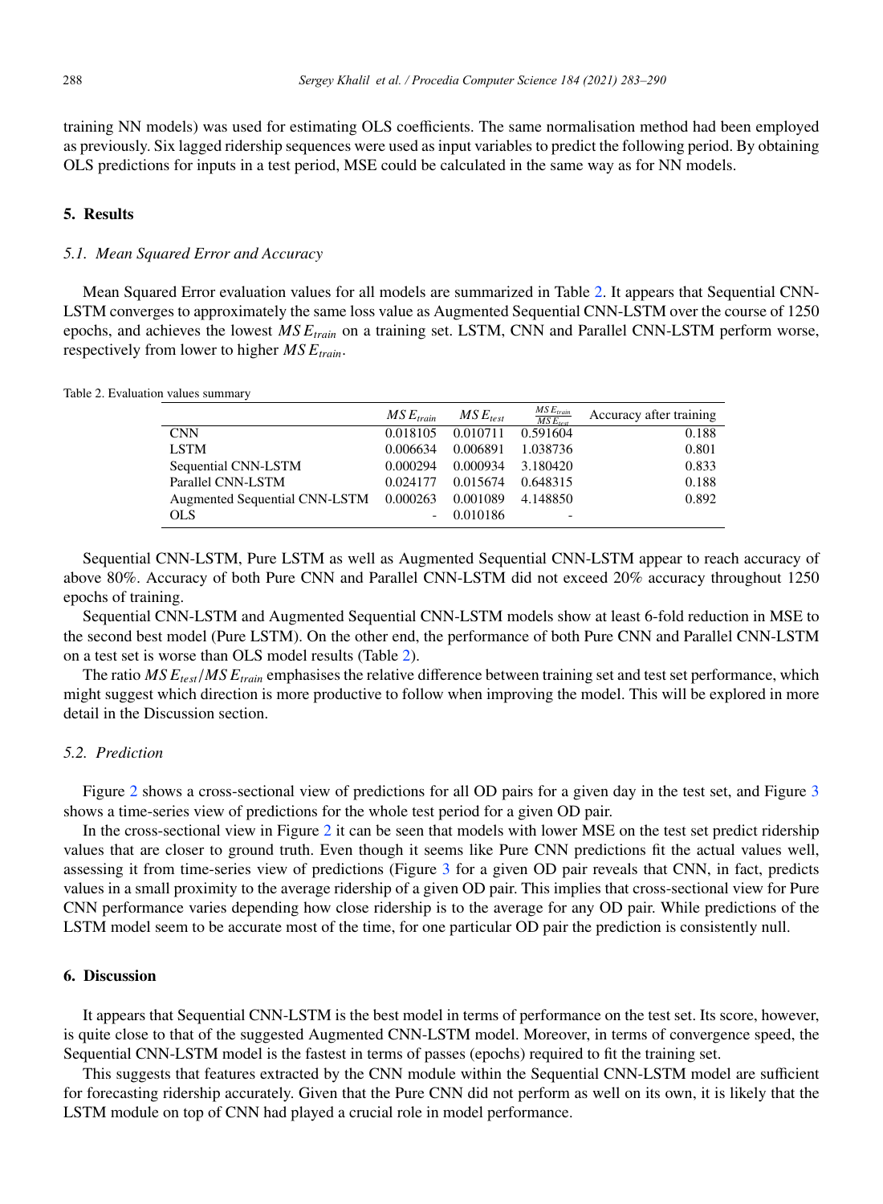training NN models) was used for estimating OLS coefficients. The same normalisation method had been employed as previously. Six lagged ridership sequences were used as input variables to predict the following period. By obtaining OLS predictions for inputs in a test period, MSE could be calculated in the same way as for NN models.

## 5. Results

### 5.1. Mean Squared Error and Accuracy

Mean Squared Error evaluation values for all models are summarized in Table 2. It appears that Sequential CNN-LSTM converges to approximately the same loss value as Augmented Sequential CNN-LSTM over the course of 1250 epochs, and achieves the lowest $MSE_{train}$ on a training set. LSTM, CNN and Parallel CNN-LSTM perform worse, respectively from lower to higher $MSE_{train}$.

Table 2. Evaluation values summary

| | $MSE_{train}$ | $MSE_{test}$ | $\frac{MSE_{train}}{MSE_{test}}$ | Accuracy after training |
|---|---|---|---|---|
| CNN | 0.018105 | 0.010711 | 0.591604 | 0.188 |
| LSTM | 0.006634 | 0.006891 | 1.038736 | 0.801 |
| Sequential CNN-LSTM | 0.000294 | 0.000934 | 3.180420 | 0.833 |
| Parallel CNN-LSTM | 0.024177 | 0.015674 | 0.648315 | 0.188 |
| Augmented Sequential CNN-LSTM | 0.000263 | 0.001089 | 4.148850 | 0.892 |
| OLS | - | 0.010186 | - | |

Sequential CNN-LSTM, Pure LSTM as well as Augmented Sequential CNN-LSTM appear to reach accuracy of above 80%. Accuracy of both Pure CNN and Parallel CNN-LSTM did not exceed 20% accuracy throughout 1250 epochs of training.

Sequential CNN-LSTM and Augmented Sequential CNN-LSTM models show at least 6-fold reduction in MSE to the second best model (Pure LSTM). On the other end, the performance of both Pure CNN and Parallel CNN-LSTM on a test set is worse than OLS model results (Table 2).

The ratio $MSE_{test}/MSE_{train}$ emphasises the relative difference between training set and test set performance, which might suggest which direction is more productive to follow when improving the model. This will be explored in more detail in the Discussion section.

### 5.2. Prediction

Figure 2 shows a cross-sectional view of predictions for all OD pairs for a given day in the test set, and Figure 3 shows a time-series view of predictions for the whole test period for a given OD pair.

In the cross-sectional view in Figure 2 it can be seen that models with lower MSE on the test set predict ridership values that are closer to ground truth. Even though it seems like Pure CNN predictions fit the actual values well, assessing it from time-series view of predictions (Figure 3 for a given OD pair reveals that CNN, in fact, predicts values in a small proximity to the average ridership of a given OD pair. This implies that cross-sectional view for Pure CNN performance varies depending how close ridership is to the average for any OD pair. While predictions of the LSTM model seem to be accurate most of the time, for one particular OD pair the prediction is consistently null.

## 6. Discussion

It appears that Sequential CNN-LSTM is the best model in terms of performance on the test set. Its score, however, is quite close to that of the suggested Augmented CNN-LSTM model. Moreover, in terms of convergence speed, the Sequential CNN-LSTM model is the fastest in terms of passes (epochs) required to fit the training set.

This suggests that features extracted by the CNN module within the Sequential CNN-LSTM model are sufficient for forecasting ridership accurately. Given that the Pure CNN did not perform as well on its own, it is likely that the LSTM module on top of CNN had played a crucial role in model performance.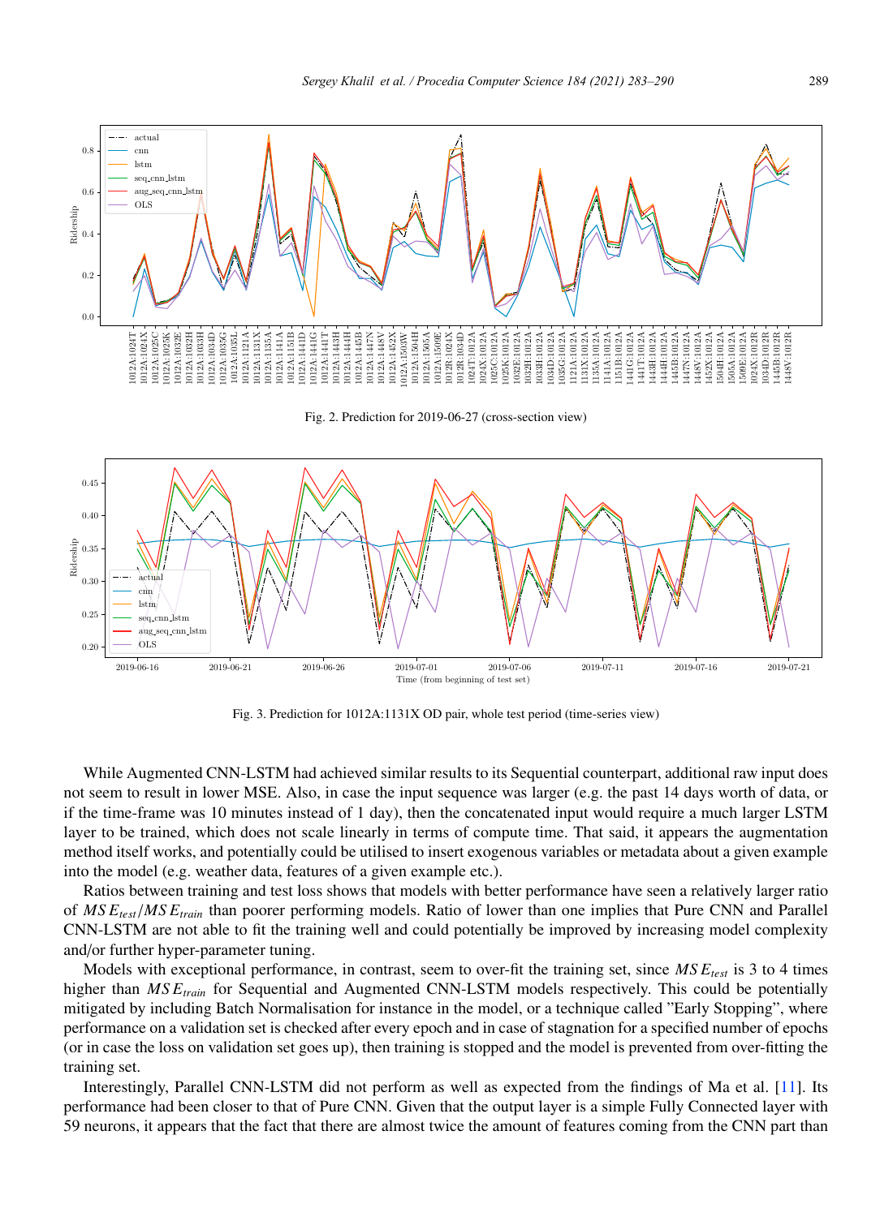Fig. 2. Prediction for 2019-06-27 (cross-section view)

Fig. 3. Prediction for 1012A:1131X OD pair, whole test period (time-series view)

While Augmented CNN-LSTM had achieved similar results to its Sequential counterpart, additional raw input does not seem to result in lower MSE. Also, in case the input sequence was larger (e.g. the past 14 days worth of data, or if the time-frame was 10 minutes instead of 1 day), then the concatenated input would require a much larger LSTM layer to be trained, which does not scale linearly in terms of compute time. That said, it appears the augmentation method itself works, and potentially could be utilised to insert exogenous variables or metadata about a given example into the model (e.g. weather data, features of a given example etc.).

Ratios between training and test loss shows that models with better performance have seen a relatively larger ratio of $MSE_{test}/MSE_{train}$ than poorer performing models. Ratio of lower than one implies that Pure CNN and Parallel CNN-LSTM are not able to fit the training well and could potentially be improved by increasing model complexity and/or further hyper-parameter tuning.

Models with exceptional performance, in contrast, seem to over-fit the training set, since $MSE_{test}$ is 3 to 4 times higher than $MSE_{train}$ for Sequential and Augmented CNN-LSTM models respectively. This could be potentially mitigated by including Batch Normalisation for instance in the model, or a technique called "Early Stopping", where performance on a validation set is checked after every epoch and in case of stagnation for a specified number of epochs (or in case the loss on validation set goes up), then training is stopped and the model is prevented from over-fitting the training set.

Interestingly, Parallel CNN-LSTM did not perform as well as expected from the findings of Ma et al. [11]. Its performance had been closer to that of Pure CNN. Given that the output layer is a simple Fully Connected layer with 59 neurons, it appears that the fact that there are almost twice the amount of features coming from the CNN part than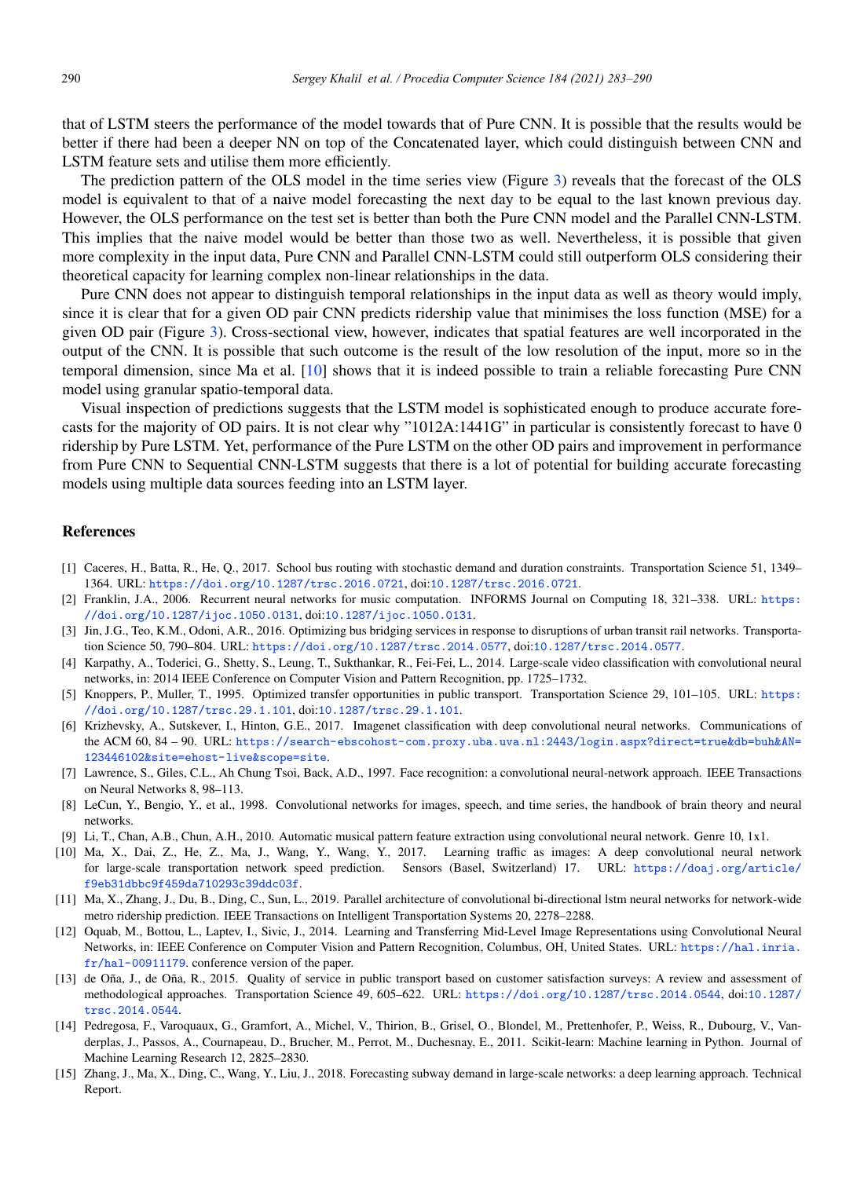that of LSTM steers the performance of the model towards that of Pure CNN. It is possible that the results would be better if there had been a deeper NN on top of the Concatenated layer, which could distinguish between CNN and LSTM feature sets and utilise them more efficiently.

The prediction pattern of the OLS model in the time series view (Figure 3) reveals that the forecast of the OLS model is equivalent to that of a naive model forecasting the next day to be equal to the last known previous day. However, the OLS performance on the test set is better than both the Pure CNN model and the Parallel CNN-LSTM. This implies that the naive model would be better than those two as well. Nevertheless, it is possible that given more complexity in the input data, Pure CNN and Parallel CNN-LSTM could still outperform OLS considering their theoretical capacity for learning complex non-linear relationships in the data.

Pure CNN does not appear to distinguish temporal relationships in the input data as well as theory would imply, since it is clear that for a given OD pair CNN predicts ridership value that minimises the loss function (MSE) for a given OD pair (Figure 3). Cross-sectional view, however, indicates that spatial features are well incorporated in the output of the CNN. It is possible that such outcome is the result of the low resolution of the input, more so in the temporal dimension, since Ma et al. [10] shows that it is indeed possible to train a reliable forecasting Pure CNN model using granular spatio-temporal data.

Visual inspection of predictions suggests that the LSTM model is sophisticated enough to produce accurate forecasts for the majority of OD pairs. It is not clear why "1012A:1441G" in particular is consistently forecast to have 0 ridership by Pure LSTM. Yet, performance of the Pure LSTM on the other OD pairs and improvement in performance from Pure CNN to Sequential CNN-LSTM suggests that there is a lot of potential for building accurate forecasting models using multiple data sources feeding into an LSTM layer.

## References

[1] Caceres, H., Batta, R., He, Q., 2017. School bus routing with stochastic demand and duration constraints. Transportation Science 51, 1349–1364. URL: https://doi.org/10.1287/trsc.2016.0721, doi:10.1287/trsc.2016.0721.

[2] Franklin, J.A., 2006. Recurrent neural networks for music computation. INFORMS Journal on Computing 18, 321–338. URL: https://doi.org/10.1287/ijoc.1050.0131, doi:10.1287/ijoc.1050.0131.

[3] Jin, J.G., Teo, K.M., Odoni, A.R., 2016. Optimizing bus bridging services in response to disruptions of urban transit rail networks. Transportation Science 50, 790–804. URL: https://doi.org/10.1287/trsc.2014.0577, doi:10.1287/trsc.2014.0577.

[4] Karpathy, A., Toderici, G., Shetty, S., Leung, T., Sukthankar, R., Fei-Fei, L., 2014. Large-scale video classification with convolutional neural networks, in: 2014 IEEE Conference on Computer Vision and Pattern Recognition, pp. 1725–1732.

[5] Knoppers, P., Muller, T., 1995. Optimized transfer opportunities in public transport. Transportation Science 29, 101–105. URL: https://doi.org/10.1287/trsc.29.1.101, doi:10.1287/trsc.29.1.101.

[6] Krizhevsky, A., Sutskever, I., Hinton, G.E., 2017. Imagenet classification with deep convolutional neural networks. Communications of the ACM 60, 84 – 90. URL: https://search-ebscohost-com.proxy.uba.uva.nl:2443/login.aspx?direct=true&db=buh&AN=123446102&site=ehost-live&scope=site.

[7] Lawrence, S., Giles, C.L., Ah Chung Tsoi, Back, A.D., 1997. Face recognition: a convolutional neural-network approach. IEEE Transactions on Neural Networks 8, 98–113.

[8] LeCun, Y., Bengio, Y., et al., 1998. Convolutional networks for images, speech, and time series, the handbook of brain theory and neural networks.

[9] Li, T., Chan, A.B., Chun, A.H., 2010. Automatic musical pattern feature extraction using convolutional neural network. Genre 10, 1x1.

[10] Ma, X., Dai, Z., He, Z., Ma, J., Wang, Y., Wang, Y., 2017. Learning traffic as images: A deep convolutional neural network for large-scale transportation network speed prediction. Sensors (Basel, Switzerland) 17. URL: https://doaj.org/article/f9eb31dbbc9f459da710293c39ddc03f.

[11] Ma, X., Zhang, J., Du, B., Ding, C., Sun, L., 2019. Parallel architecture of convolutional bi-directional lstm neural networks for network-wide metro ridership prediction. IEEE Transactions on Intelligent Transportation Systems 20, 2278–2288.

[12] Oquab, M., Bottou, L., Laptev, I., Sivic, J., 2014. Learning and Transferring Mid-Level Image Representations using Convolutional Neural Networks, in: IEEE Conference on Computer Vision and Pattern Recognition, Columbus, OH, United States. URL: https://hal.inria.fr/hal-00911179. conference version of the paper.

[13] de Oña, J., de Oña, R., 2015. Quality of service in public transport based on customer satisfaction surveys: A review and assessment of methodological approaches. Transportation Science 49, 605–622. URL: https://doi.org/10.1287/trsc.2014.0544, doi:10.1287/trsc.2014.0544.

[14] Pedregosa, F., Varoquaux, G., Gramfort, A., Michel, V., Thirion, B., Grisel, O., Blondel, M., Prettenhofer, P., Weiss, R., Dubourg, V., Vanderplas, J., Passos, A., Cournapeau, D., Brucher, M., Perrot, M., Duchesnay, E., 2011. Scikit-learn: Machine learning in Python. Journal of Machine Learning Research 12, 2825–2830.

[15] Zhang, J., Ma, X., Ding, C., Wang, Y., Liu, J., 2018. Forecasting subway demand in large-scale networks: a deep learning approach. Technical Report.